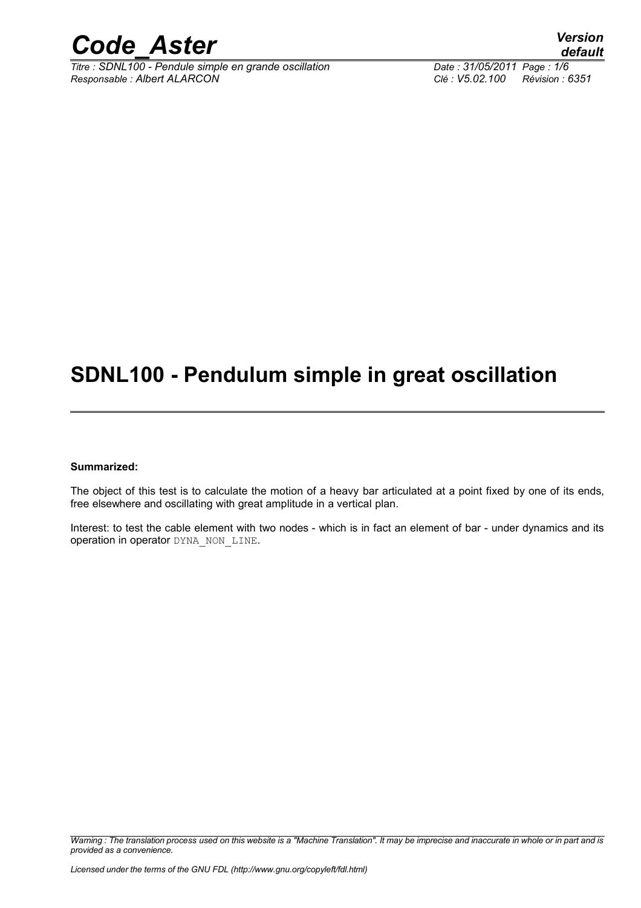# SDNL100 - Pendulum simple in great oscillation

**Summarized:**

The object of this test is to calculate the motion of a heavy bar articulated at a point fixed by one of its ends, free elsewhere and oscillating with great amplitude in a vertical plan.

Interest: to test the cable element with two nodes - which is in fact an element of bar - under dynamics and its operation in operator DYNA_NON_LINE.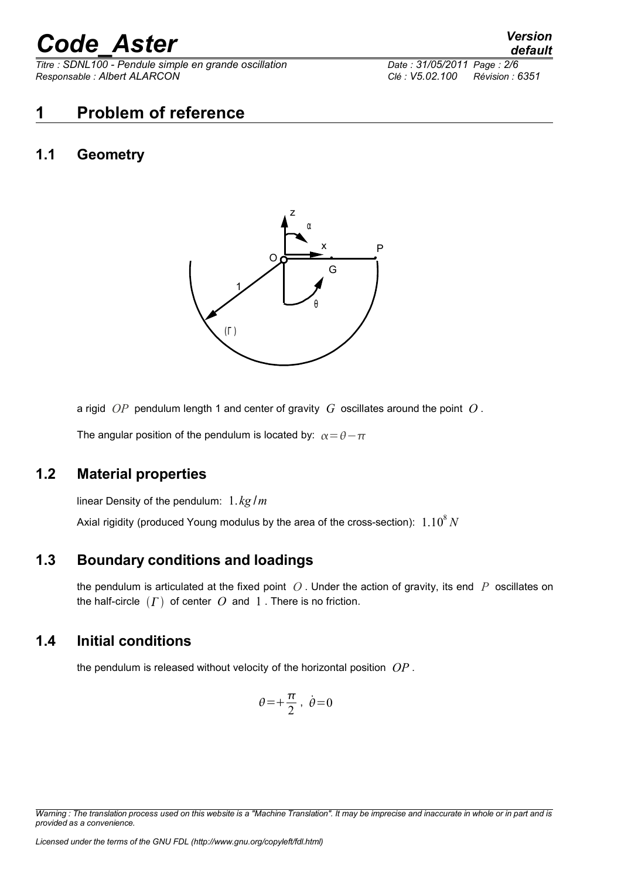# 1 Problem of reference

## 1.1 Geometry

a rigid $OP$ pendulum length 1 and center of gravity $G$ oscillates around the point $O$.

The angular position of the pendulum is located by: $\alpha=\theta-\pi$

## 1.2 Material properties

linear Density of the pendulum: $1.kg/m$

Axial rigidity (produced Young modulus by the area of the cross-section): $1.10^{8}N$

## 1.3 Boundary conditions and loadings

the pendulum is articulated at the fixed point $O$. Under the action of gravity, its end $P$ oscillates on the half-circle $(\Gamma)$ of center $O$ and $1$. There is no friction.

## 1.4 Initial conditions

the pendulum is released without velocity of the horizontal position $OP$.

$$\theta=+\frac{\pi}{2}\ ,\ \dot{\theta}=0$$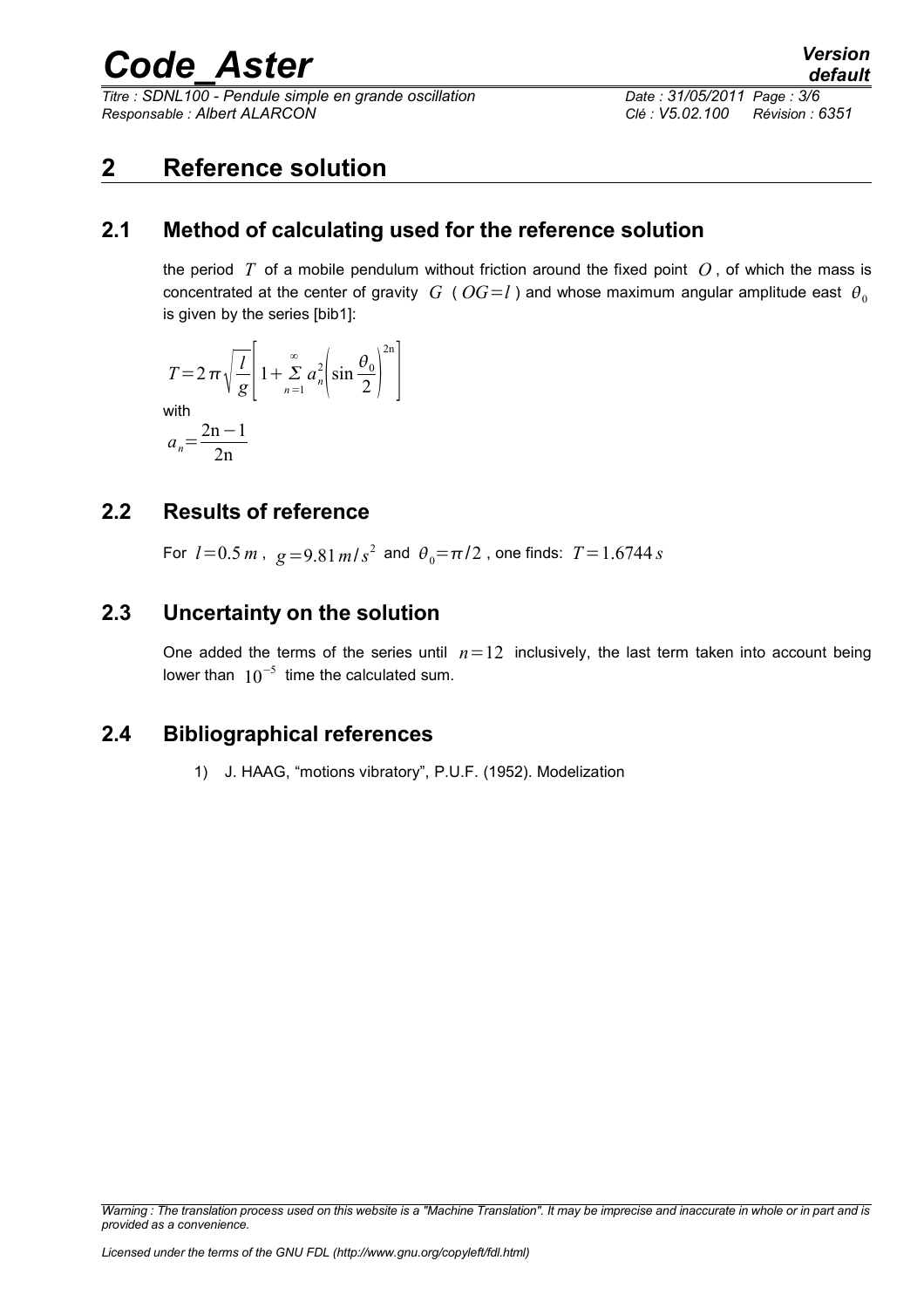# 2 Reference solution

## 2.1 Method of calculating used for the reference solution

the period $T$ of a mobile pendulum without friction around the fixed point $O$, of which the mass is concentrated at the center of gravity $G$ ( $OG=l$ ) and whose maximum angular amplitude east $\theta_0$ is given by the series [bib1]:

$$T=2\pi\sqrt{\frac{l}{g}}\left[1+\sum_{n=1}^{\infty} a_n^2\left(\sin\frac{\theta_0}{2}\right)^{2n}\right]$$

with

$$a_n=\frac{2n-1}{2n}$$

## 2.2 Results of reference

For $l=0.5\,m$, $g=9.81\,m/s^2$ and $\theta_0=\pi/2$, one finds: $T=1.6744\,s$

## 2.3 Uncertainty on the solution

One added the terms of the series until $n=12$ inclusively, the last term taken into account being lower than $10^{-5}$ time the calculated sum.

## 2.4 Bibliographical references

1) J. HAAG, "motions vibratory", P.U.F. (1952). Modelization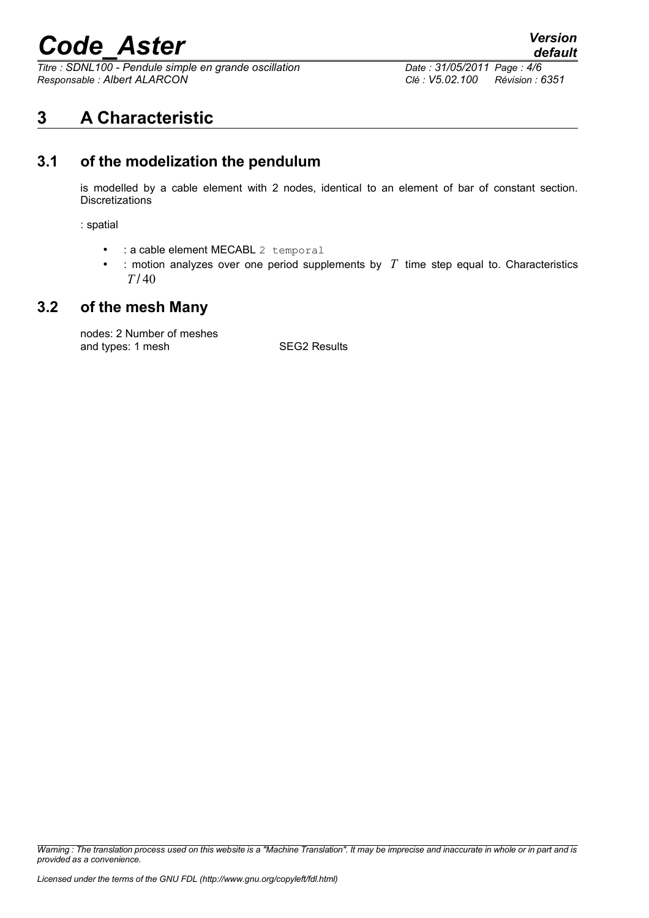# 3 A Characteristic

## 3.1 of the modelization the pendulum

is modelled by a cable element with 2 nodes, identical to an element of bar of constant section. Discretizations

: spatial

- : a cable element MECABL 2 temporal
- : motion analyzes over one period supplements by $T$ time step equal to. Characteristics $T/40$

## 3.2 of the mesh Many

nodes: 2 Number of meshes
and types: 1 mesh SEG2 Results

*Warning : The translation process used on this website is a "Machine Translation". It may be imprecise and inaccurate in whole or in part and is provided as a convenience.*

*Licensed under the terms of the GNU FDL (http://www.gnu.org/copyleft/fdl.html)*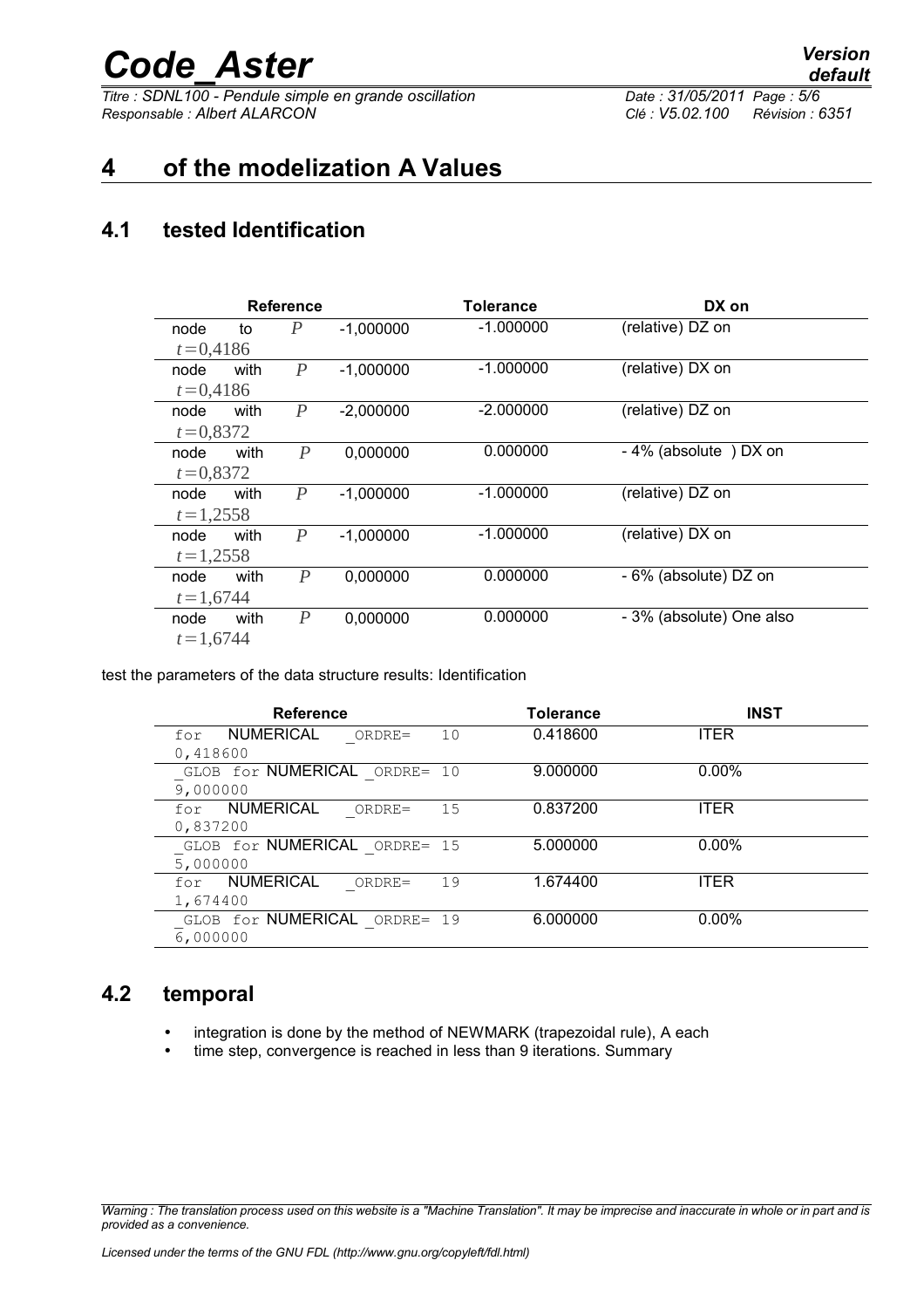## 4 of the modelization A Values

### 4.1 tested Identification

| Reference | | | | Tolerance | DX on |
|---|---|---|---|---|---|
| node to $t=0{,}4186$ | | $P$ | -1,000000 | -1.000000 | (relative) DZ on |
| node with $t=0{,}4186$ | | $P$ | -1,000000 | -1.000000 | (relative) DX on |
| node with $t=0{,}8372$ | | $P$ | -2,000000 | -2.000000 | (relative) DZ on |
| node with $t=0{,}8372$ | | $P$ | 0,000000 | 0.000000 | - 4% (absolute ) DX on |
| node with $t=1{,}2558$ | | $P$ | -1,000000 | -1.000000 | (relative) DZ on |
| node with $t=1{,}2558$ | | $P$ | -1,000000 | -1.000000 | (relative) DX on |
| node with $t=1{,}6744$ | | $P$ | 0,000000 | 0.000000 | - 6% (absolute) DZ on |
| node with $t=1{,}6744$ | | $P$ | 0,000000 | 0.000000 | - 3% (absolute) One also |

test the parameters of the data structure results: Identification

| Reference | Tolerance | INST |
|---|---|---|
| for NUMERICAL _ORDRE= 10 0,418600 | 0.418600 | ITER |
| _GLOB for NUMERICAL _ORDRE= 10 9,000000 | 9.000000 | 0.00% |
| for NUMERICAL _ORDRE= 15 0,837200 | 0.837200 | ITER |
| _GLOB for NUMERICAL _ORDRE= 15 5,000000 | 5.000000 | 0.00% |
| for NUMERICAL _ORDRE= 19 1,674400 | 1.674400 | ITER |
| _GLOB for NUMERICAL _ORDRE= 19 6,000000 | 6.000000 | 0.00% |

### 4.2 temporal

- integration is done by the method of NEWMARK (trapezoidal rule), A each
- time step, convergence is reached in less than 9 iterations. Summary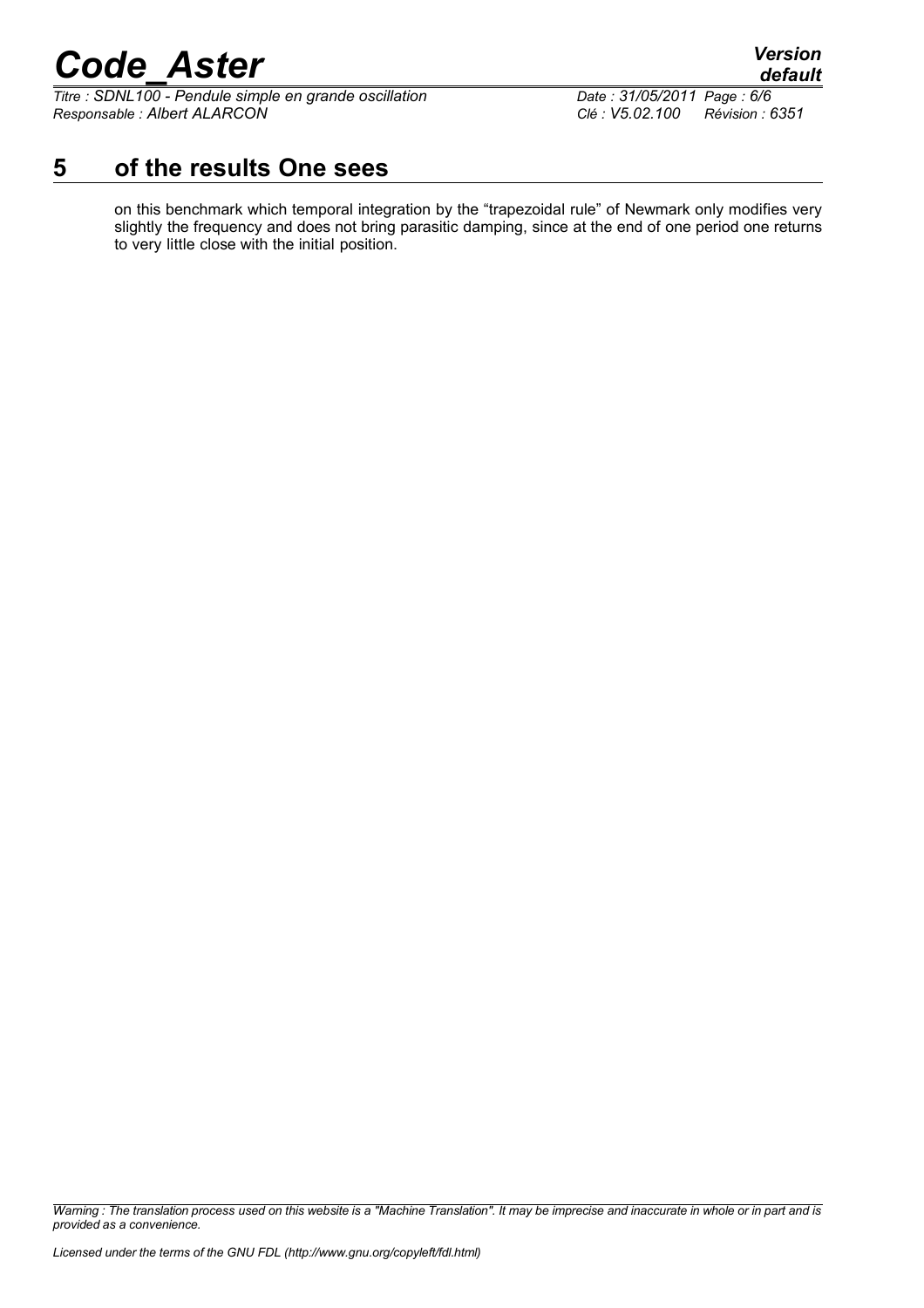# 5 of the results One sees

on this benchmark which temporal integration by the "trapezoidal rule" of Newmark only modifies very slightly the frequency and does not bring parasitic damping, since at the end of one period one returns to very little close with the initial position.